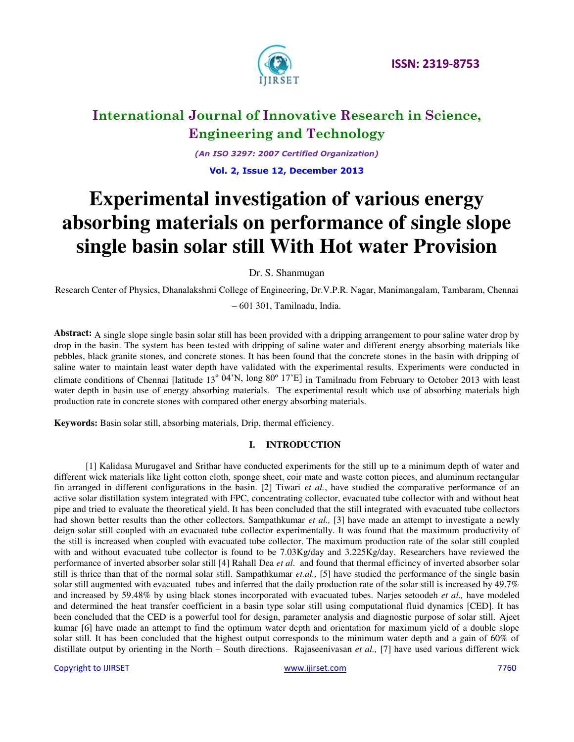# Experimental investigation of various energy absorbing materials on performance of single slope single basin solar still With Hot water Provision

Dr. S. Shanmugan

Research Center of Physics, Dhanalakshmi College of Engineering, Dr.V.P.R. Nagar, Manimangalam, Tambaram, Chennai – 601 301, Tamilnadu, India.

**Abstract:** A single slope single basin solar still has been provided with a dripping arrangement to pour saline water drop by drop in the basin. The system has been tested with dripping of saline water and different energy absorbing materials like pebbles, black granite stones, and concrete stones. It has been found that the concrete stones in the basin with dripping of saline water to maintain least water depth have validated with the experimental results. Experiments were conducted in climate conditions of Chennai [latitude 13$^{o}$ 04'N, long 80$^{o}$ 17'E] in Tamilnadu from February to October 2013 with least water depth in basin use of energy absorbing materials. The experimental result which use of absorbing materials high production rate in concrete stones with compared other energy absorbing materials.

**Keywords:** Basin solar still, absorbing materials, Drip, thermal efficiency.

## I. INTRODUCTION

[1] Kalidasa Murugavel and Srithar have conducted experiments for the still up to a minimum depth of water and different wick materials like light cotton cloth, sponge sheet, coir mate and waste cotton pieces, and aluminum rectangular fin arranged in different configurations in the basin. [2] Tiwari *et al.*, have studied the comparative performance of an active solar distillation system integrated with FPC, concentrating collector, evacuated tube collector with and without heat pipe and tried to evaluate the theoretical yield. It has been concluded that the still integrated with evacuated tube collectors had shown better results than the other collectors. Sampathkumar *et al.,* [3] have made an attempt to investigate a newly deign solar still coupled with an evacuated tube collector experimentally. It was found that the maximum productivity of the still is increased when coupled with evacuated tube collector. The maximum production rate of the solar still coupled with and without evacuated tube collector is found to be 7.03Kg/day and 3.225Kg/day. Researchers have reviewed the performance of inverted absorber solar still [4] Rahall Dea *et al.* and found that thermal efficincy of inverted absorber solar still is thrice than that of the normal solar still. Sampathkumar *et.al.,* [5] have studied the performance of the single basin solar still augmented with evacuated tubes and inferred that the daily production rate of the solar still is increased by 49.7% and increased by 59.48% by using black stones incorporated with evacuated tubes. Narjes setoodeh *et al.,* have modeled and determined the heat transfer coefficient in a basin type solar still using computational fluid dynamics [CED]. It has been concluded that the CED is a powerful tool for design, parameter analysis and diagnostic purpose of solar still. Ajeet kumar [6] have made an attempt to find the optimum water depth and orientation for maximum yield of a double slope solar still. It has been concluded that the highest output corresponds to the minimum water depth and a gain of 60% of distillate output by orienting in the North – South directions. Rajaseenivasan *et al.,* [7] have used various different wick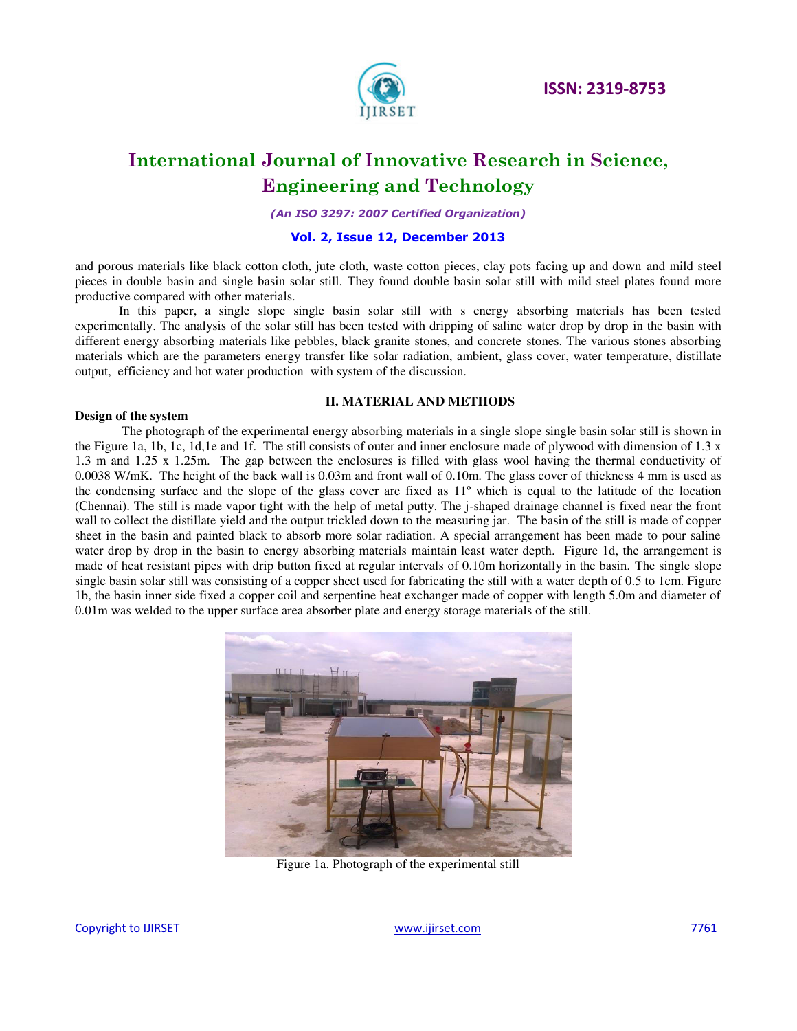and porous materials like black cotton cloth, jute cloth, waste cotton pieces, clay pots facing up and down and mild steel pieces in double basin and single basin solar still. They found double basin solar still with mild steel plates found more productive compared with other materials.

In this paper, a single slope single basin solar still with s energy absorbing materials has been tested experimentally. The analysis of the solar still has been tested with dripping of saline water drop by drop in the basin with different energy absorbing materials like pebbles, black granite stones, and concrete stones. The various stones absorbing materials which are the parameters energy transfer like solar radiation, ambient, glass cover, water temperature, distillate output, efficiency and hot water production with system of the discussion.

## II. MATERIAL AND METHODS

**Design of the system**

The photograph of the experimental energy absorbing materials in a single slope single basin solar still is shown in the Figure 1a, 1b, 1c, 1d,1e and 1f. The still consists of outer and inner enclosure made of plywood with dimension of 1.3 x 1.3 m and 1.25 x 1.25m. The gap between the enclosures is filled with glass wool having the thermal conductivity of 0.0038 W/mK. The height of the back wall is 0.03m and front wall of 0.10m. The glass cover of thickness 4 mm is used as the condensing surface and the slope of the glass cover are fixed as 11º which is equal to the latitude of the location (Chennai). The still is made vapor tight with the help of metal putty. The j-shaped drainage channel is fixed near the front wall to collect the distillate yield and the output trickled down to the measuring jar. The basin of the still is made of copper sheet in the basin and painted black to absorb more solar radiation. A special arrangement has been made to pour saline water drop by drop in the basin to energy absorbing materials maintain least water depth. Figure 1d, the arrangement is made of heat resistant pipes with drip button fixed at regular intervals of 0.10m horizontally in the basin. The single slope single basin solar still was consisting of a copper sheet used for fabricating the still with a water depth of 0.5 to 1cm. Figure 1b, the basin inner side fixed a copper coil and serpentine heat exchanger made of copper with length 5.0m and diameter of 0.01m was welded to the upper surface area absorber plate and energy storage materials of the still.

Figure 1a. Photograph of the experimental still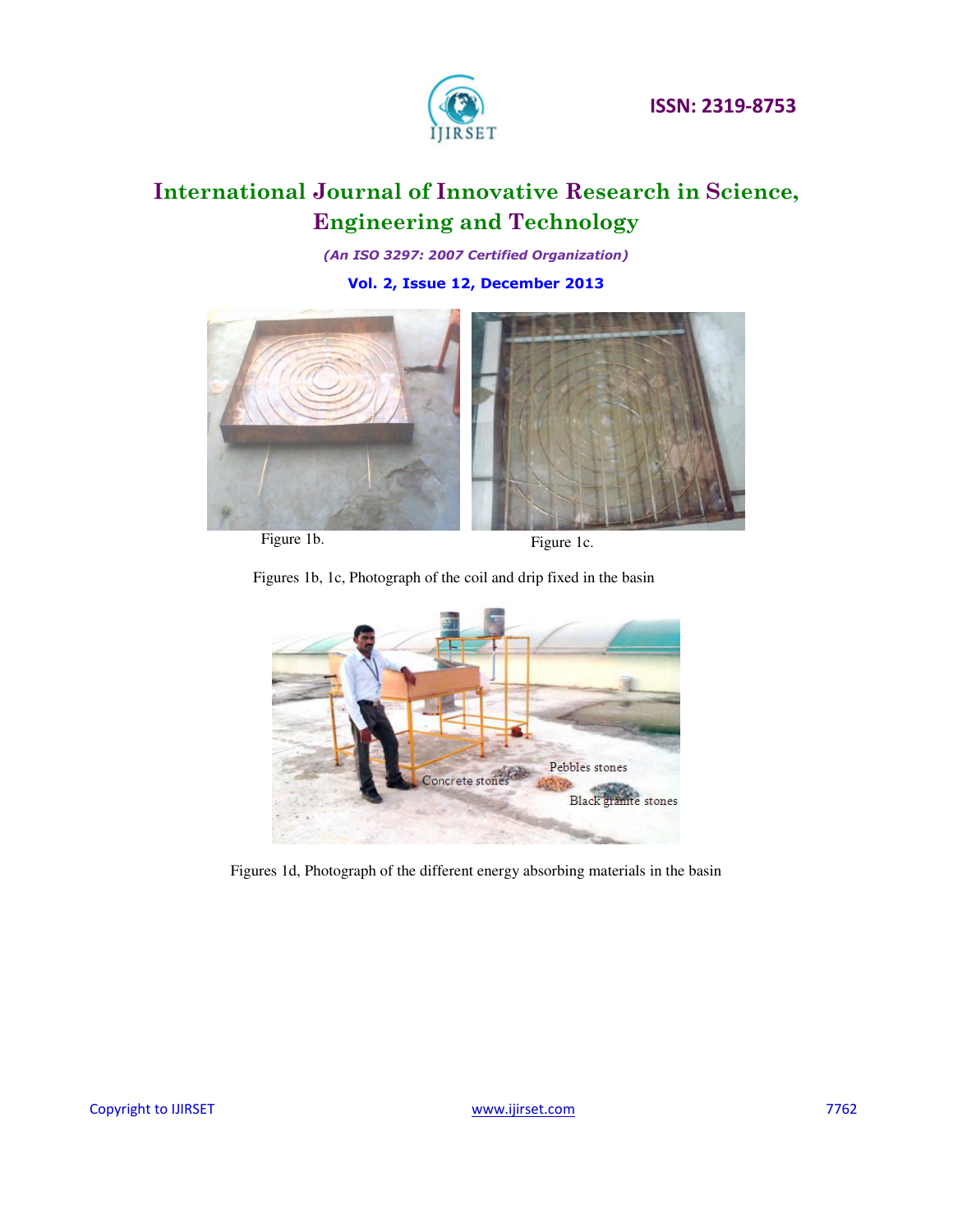Figure 1b.

Figure 1c.

Figures 1b, 1c, Photograph of the coil and drip fixed in the basin

Figures 1d, Photograph of the different energy absorbing materials in the basin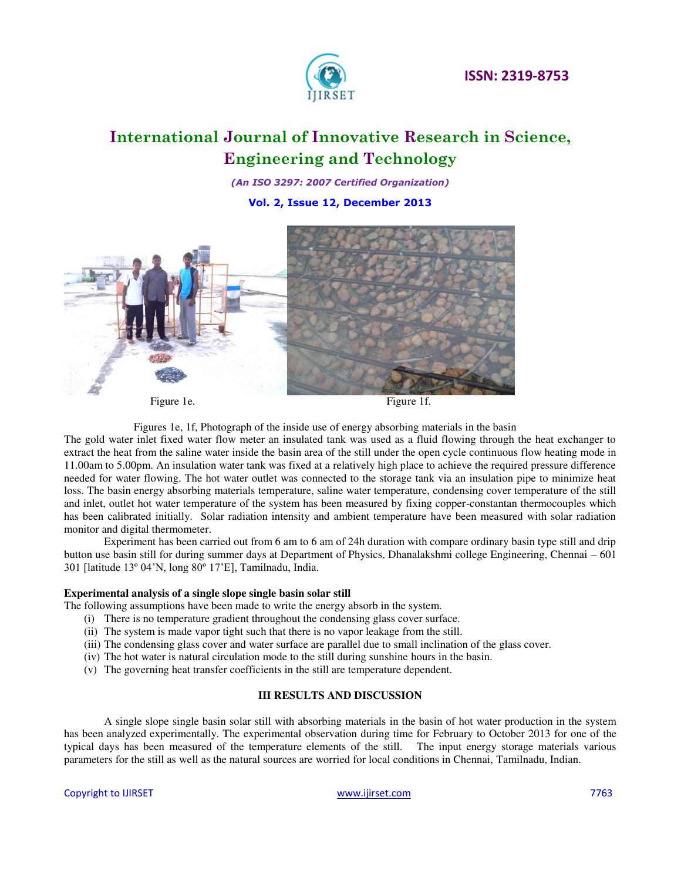Figure 1e.

Figure 1f.

Figures 1e, 1f, Photograph of the inside use of energy absorbing materials in the basin

The gold water inlet fixed water flow meter an insulated tank was used as a fluid flowing through the heat exchanger to extract the heat from the saline water inside the basin area of the still under the open cycle continuous flow heating mode in 11.00am to 5.00pm. An insulation water tank was fixed at a relatively high place to achieve the required pressure difference needed for water flowing. The hot water outlet was connected to the storage tank via an insulation pipe to minimize heat loss. The basin energy absorbing materials temperature, saline water temperature, condensing cover temperature of the still and inlet, outlet hot water temperature of the system has been measured by fixing copper-constantan thermocouples which has been calibrated initially. Solar radiation intensity and ambient temperature have been measured with solar radiation monitor and digital thermometer.

Experiment has been carried out from 6 am to 6 am of 24h duration with compare ordinary basin type still and drip button use basin still for during summer days at Department of Physics, Dhanalakshmi college Engineering, Chennai – 601 301 [latitude 13º 04'N, long 80º 17'E], Tamilnadu, India.

**Experimental analysis of a single slope single basin solar still**

The following assumptions have been made to write the energy absorb in the system.

- (i) There is no temperature gradient throughout the condensing glass cover surface.
- (ii) The system is made vapor tight such that there is no vapor leakage from the still.
- (iii) The condensing glass cover and water surface are parallel due to small inclination of the glass cover.
- (iv) The hot water is natural circulation mode to the still during sunshine hours in the basin.
- (v) The governing heat transfer coefficients in the still are temperature dependent.

## III RESULTS AND DISCUSSION

A single slope single basin solar still with absorbing materials in the basin of hot water production in the system has been analyzed experimentally. The experimental observation during time for February to October 2013 for one of the typical days has been measured of the temperature elements of the still. The input energy storage materials various parameters for the still as well as the natural sources are worried for local conditions in Chennai, Tamilnadu, Indian.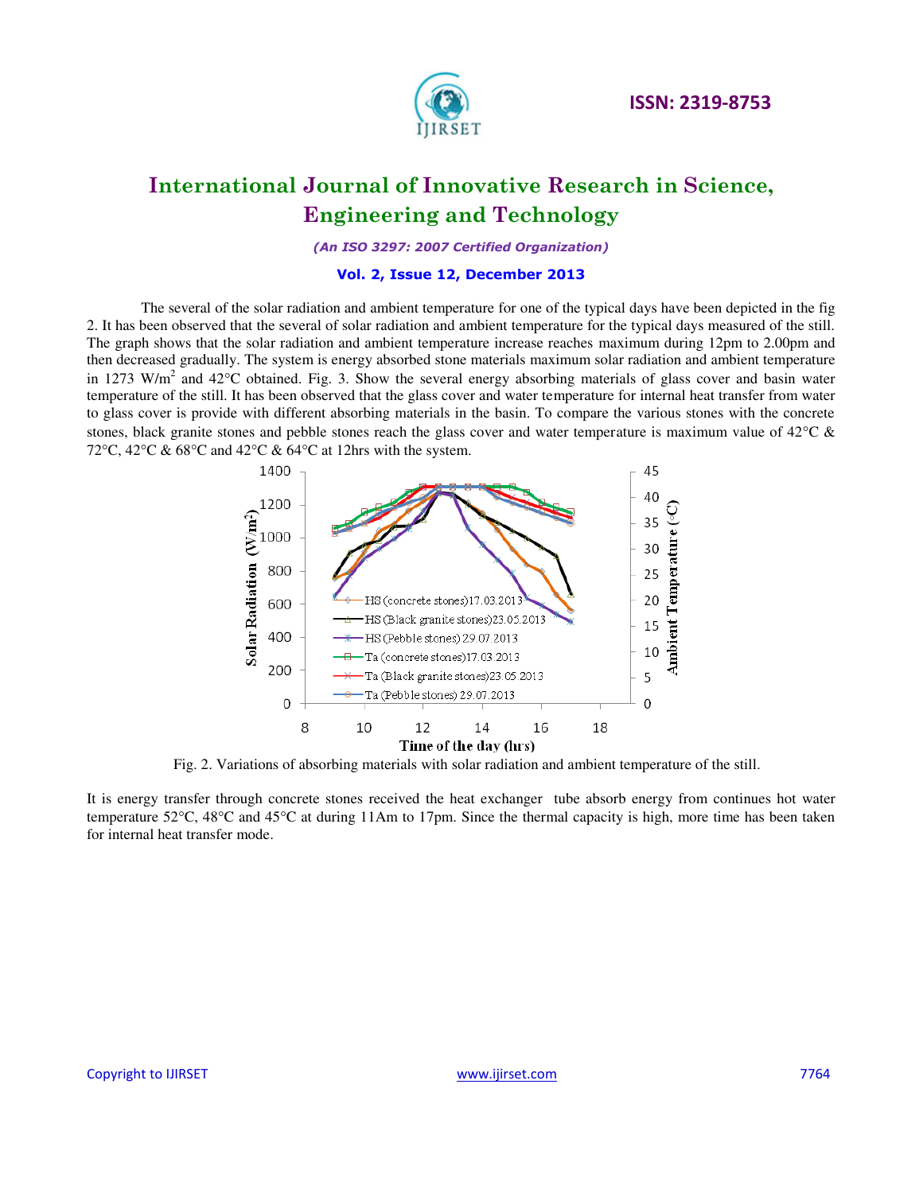The several of the solar radiation and ambient temperature for one of the typical days have been depicted in the fig 2. It has been observed that the several of solar radiation and ambient temperature for the typical days measured of the still. The graph shows that the solar radiation and ambient temperature increase reaches maximum during 12pm to 2.00pm and then decreased gradually. The system is energy absorbed stone materials maximum solar radiation and ambient temperature in 1273 W/m$^2$ and 42°C obtained. Fig. 3. Show the several energy absorbing materials of glass cover and basin water temperature of the still. It has been observed that the glass cover and water temperature for internal heat transfer from water to glass cover is provide with different absorbing materials in the basin. To compare the various stones with the concrete stones, black granite stones and pebble stones reach the glass cover and water temperature is maximum value of 42°C & 72°C, 42°C & 68°C and 42°C & 64°C at 12hrs with the system.

Fig. 2. Variations of absorbing materials with solar radiation and ambient temperature of the still.

It is energy transfer through concrete stones received the heat exchanger tube absorb energy from continues hot water temperature 52°C, 48°C and 45°C at during 11Am to 17pm. Since the thermal capacity is high, more time has been taken for internal heat transfer mode.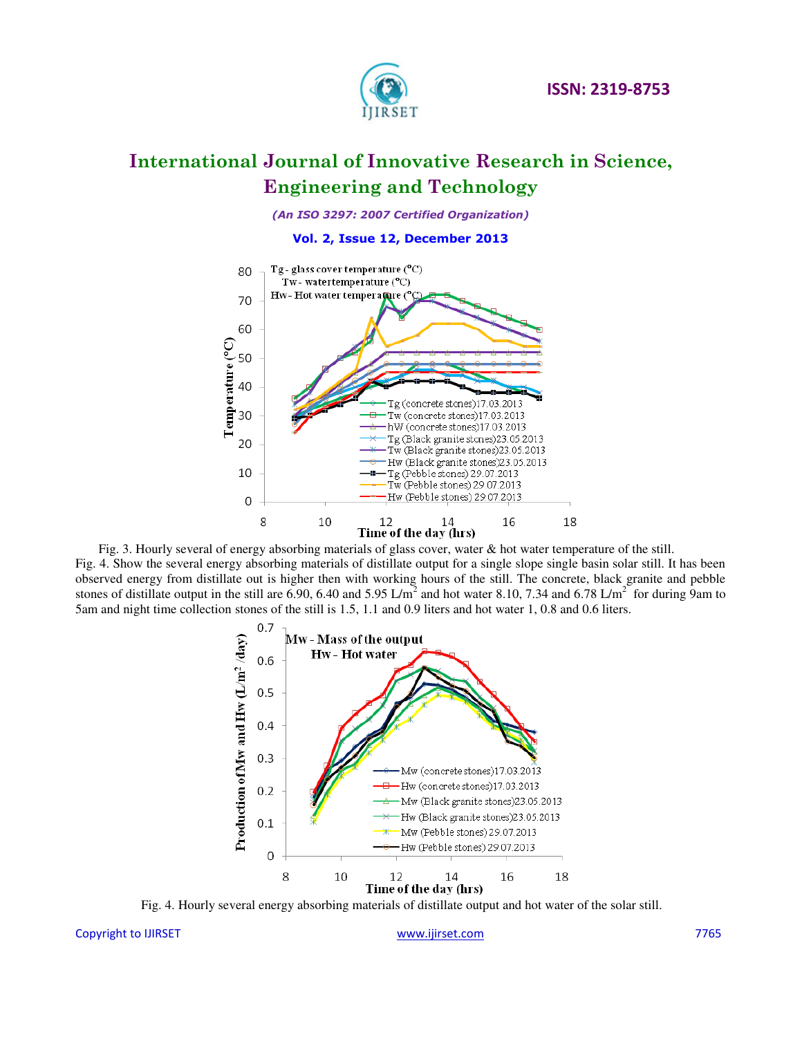Fig. 3. Hourly several of energy absorbing materials of glass cover, water & hot water temperature of the still.

Fig. 4. Show the several energy absorbing materials of distillate output for a single slope single basin solar still. It has been observed energy from distillate out is higher then with working hours of the still. The concrete, black granite and pebble stones of distillate output in the still are 6.90, 6.40 and 5.95 L/m$^2$ and hot water 8.10, 7.34 and 6.78 L/m$^2$ for during 9am to 5am and night time collection stones of the still is 1.5, 1.1 and 0.9 liters and hot water 1, 0.8 and 0.6 liters.

Fig. 4. Hourly several energy absorbing materials of distillate output and hot water of the solar still.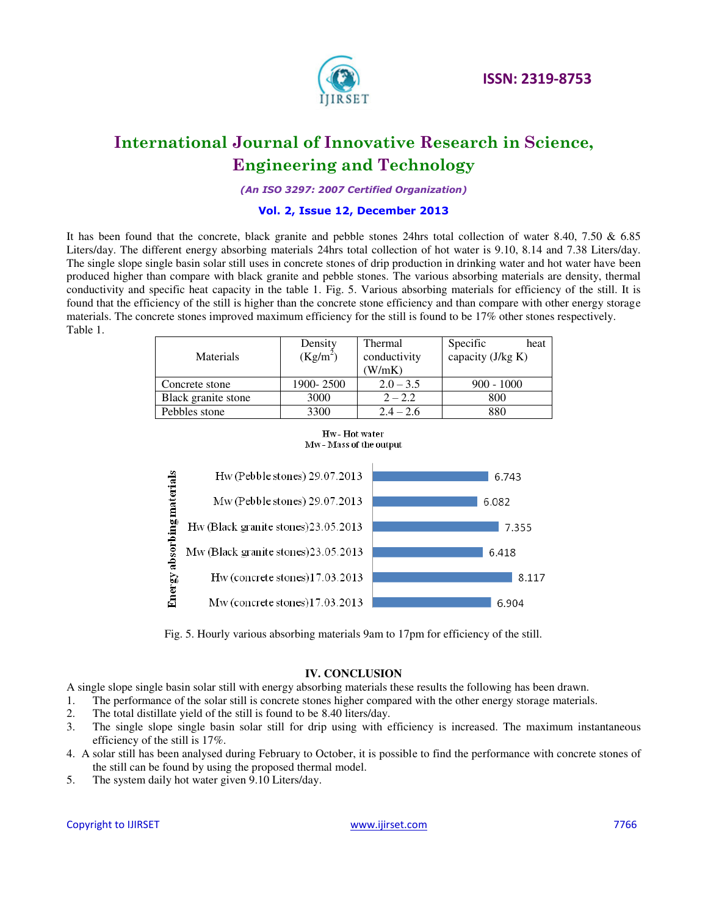It has been found that the concrete, black granite and pebble stones 24hrs total collection of water 8.40, 7.50 & 6.85 Liters/day. The different energy absorbing materials 24hrs total collection of hot water is 9.10, 8.14 and 7.38 Liters/day. The single slope single basin solar still uses in concrete stones of drip production in drinking water and hot water have been produced higher than compare with black granite and pebble stones. The various absorbing materials are density, thermal conductivity and specific heat capacity in the table 1. Fig. 5. Various absorbing materials for efficiency of the still. It is found that the efficiency of the still is higher than the concrete stone efficiency and than compare with other energy storage materials. The concrete stones improved maximum efficiency for the still is found to be 17% other stones respectively.

Table 1.

| Materials | Density (Kg/m$^2$) | Thermal conductivity (W/mK) | Specific heat capacity (J/kg K) |
|---|---|---|---|
| Concrete stone | 1900- 2500 | 2.0 – 3.5 | 900 - 1000 |
| Black granite stone | 3000 | 2 – 2.2 | 800 |
| Pebbles stone | 3300 | 2.4 – 2.6 | 880 |

Hw - Hot water
Mw - Mass of the output

| Energy absorbing materials | Value |
|---|---|
| Hw (Pebble stones) 29.07.2013 | 6.743 |
| Mw (Pebble stones) 29.07.2013 | 6.082 |
| Hw (Black granite stones)23.05.2013 | 7.355 |
| Mw (Black granite stones)23.05.2013 | 6.418 |
| Hw (concrete stones)17.03.2013 | 8.117 |
| Mw (concrete stones)17.03.2013 | 6.904 |

Fig. 5. Hourly various absorbing materials 9am to 17pm for efficiency of the still.

## IV. CONCLUSION

A single slope single basin solar still with energy absorbing materials these results the following has been drawn.

1. The performance of the solar still is concrete stones higher compared with the other energy storage materials.
2. The total distillate yield of the still is found to be 8.40 liters/day.
3. The single slope single basin solar still for drip using with efficiency is increased. The maximum instantaneous efficiency of the still is 17%.
4. A solar still has been analysed during February to October, it is possible to find the performance with concrete stones of the still can be found by using the proposed thermal model.
5. The system daily hot water given 9.10 Liters/day.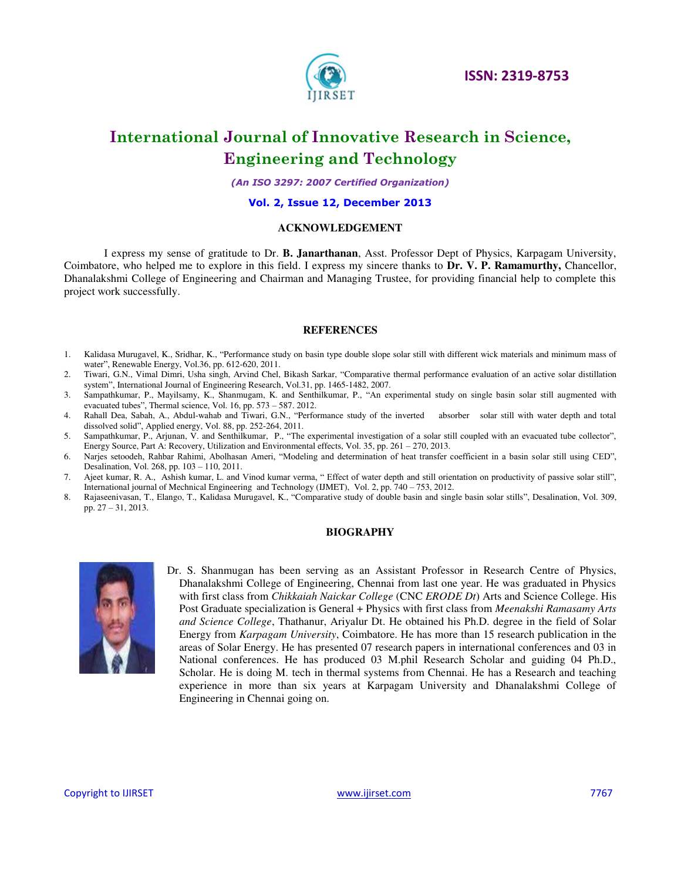### ACKNOWLEDGEMENT

I express my sense of gratitude to Dr. **B. Janarthanan**, Asst. Professor Dept of Physics, Karpagam University, Coimbatore, who helped me to explore in this field. I express my sincere thanks to **Dr. V. P. Ramamurthy,** Chancellor, Dhanalakshmi College of Engineering and Chairman and Managing Trustee, for providing financial help to complete this project work successfully.

### REFERENCES

1. Kalidasa Murugavel, K., Sridhar, K., "Performance study on basin type double slope solar still with different wick materials and minimum mass of water", Renewable Energy, Vol.36, pp. 612-620, 2011.
2. Tiwari, G.N., Vimal Dimri, Usha singh, Arvind Chel, Bikash Sarkar, "Comparative thermal performance evaluation of an active solar distillation system", International Journal of Engineering Research, Vol.31, pp. 1465-1482, 2007.
3. Sampathkumar, P., Mayilsamy, K., Shanmugam, K. and Senthilkumar, P., "An experimental study on single basin solar still augmented with evacuated tubes", Thermal science, Vol. 16, pp. 573 – 587. 2012.
4. Rahall Dea, Sabah, A., Abdul-wahab and Tiwari, G.N., "Performance study of the inverted absorber solar still with water depth and total dissolved solid", Applied energy, Vol. 88, pp. 252-264, 2011.
5. Sampathkumar, P., Arjunan, V. and Senthilkumar, P., "The experimental investigation of a solar still coupled with an evacuated tube collector", Energy Source, Part A: Recovery, Utilization and Environmental effects, Vol. 35, pp. 261 – 270, 2013.
6. Narjes setoodeh, Rahbar Rahimi, Abolhasan Ameri, "Modeling and determination of heat transfer coefficient in a basin solar still using CED", Desalination, Vol. 268, pp. 103 – 110, 2011.
7. Ajeet kumar, R. A., Ashish kumar, L. and Vinod kumar verma, " Effect of water depth and still orientation on productivity of passive solar still", International journal of Mechnical Engineering and Technology (IJMET), Vol. 2, pp. 740 – 753, 2012.
8. Rajaseenivasan, T., Elango, T., Kalidasa Murugavel, K., "Comparative study of double basin and single basin solar stills", Desalination, Vol. 309, pp. 27 – 31, 2013.

### BIOGRAPHY

Dr. S. Shanmugan has been serving as an Assistant Professor in Research Centre of Physics, Dhanalakshmi College of Engineering, Chennai from last one year. He was graduated in Physics with first class from *Chikkaiah Naickar College* (CNC *ERODE Dt*) Arts and Science College. His Post Graduate specialization is General + Physics with first class from *Meenakshi Ramasamy Arts and Science College*, Thathanur, Ariyalur Dt. He obtained his Ph.D. degree in the field of Solar Energy from *Karpagam University*, Coimbatore. He has more than 15 research publication in the areas of Solar Energy. He has presented 07 research papers in international conferences and 03 in National conferences. He has produced 03 M.phil Research Scholar and guiding 04 Ph.D., Scholar. He is doing M. tech in thermal systems from Chennai. He has a Research and teaching experience in more than six years at Karpagam University and Dhanalakshmi College of Engineering in Chennai going on.